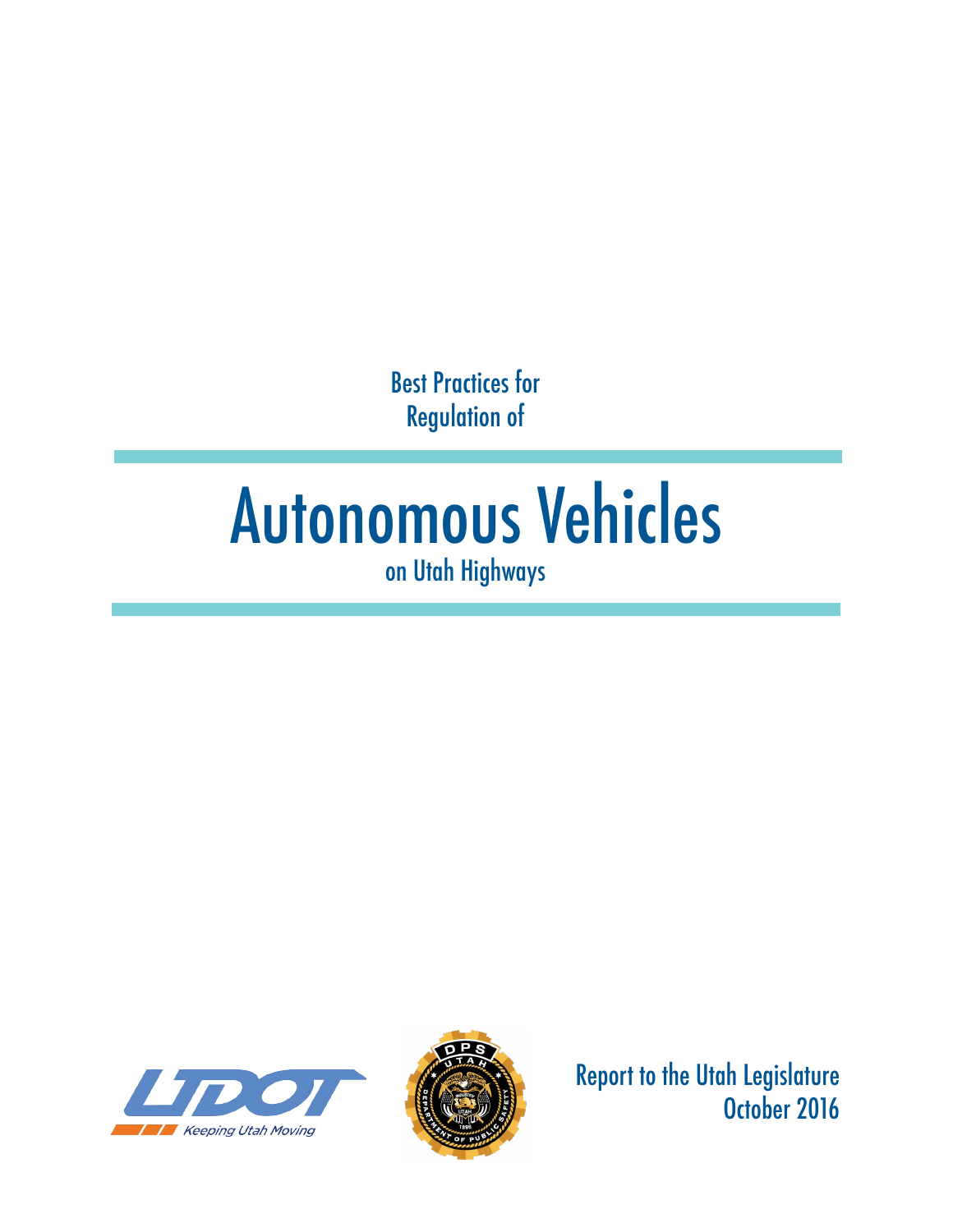Best Practices for
Regulation of

# Autonomous Vehicles

on Utah Highways

Report to the Utah Legislature
October 2016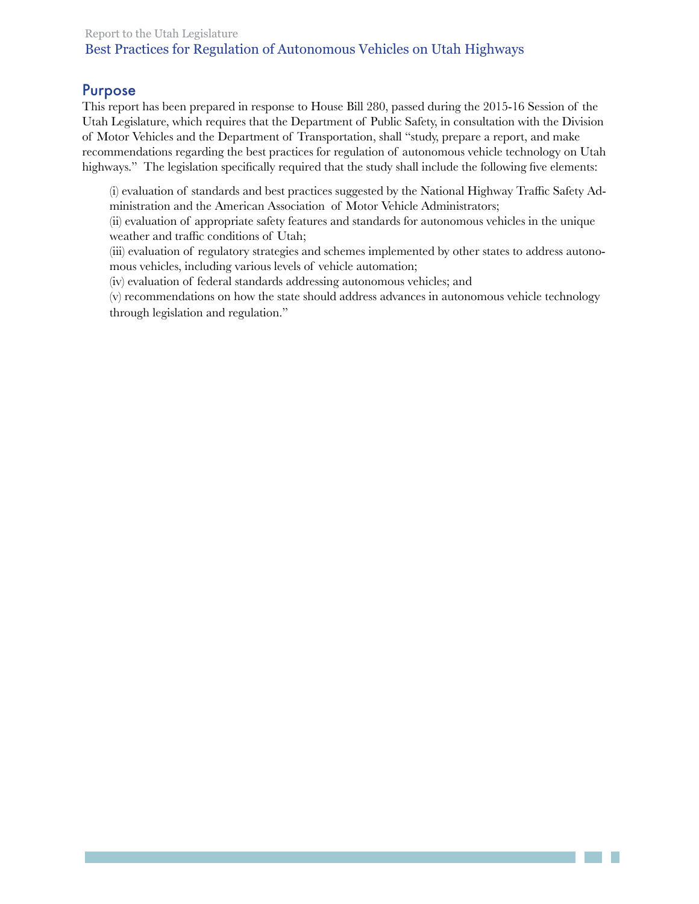## Purpose

This report has been prepared in response to House Bill 280, passed during the 2015-16 Session of the Utah Legislature, which requires that the Department of Public Safety, in consultation with the Division of Motor Vehicles and the Department of Transportation, shall "study, prepare a report, and make recommendations regarding the best practices for regulation of autonomous vehicle technology on Utah highways." The legislation specifically required that the study shall include the following five elements:

(i) evaluation of standards and best practices suggested by the National Highway Traffic Safety Administration and the American Association of Motor Vehicle Administrators;
(ii) evaluation of appropriate safety features and standards for autonomous vehicles in the unique weather and traffic conditions of Utah;
(iii) evaluation of regulatory strategies and schemes implemented by other states to address autonomous vehicles, including various levels of vehicle automation;
(iv) evaluation of federal standards addressing autonomous vehicles; and
(v) recommendations on how the state should address advances in autonomous vehicle technology through legislation and regulation."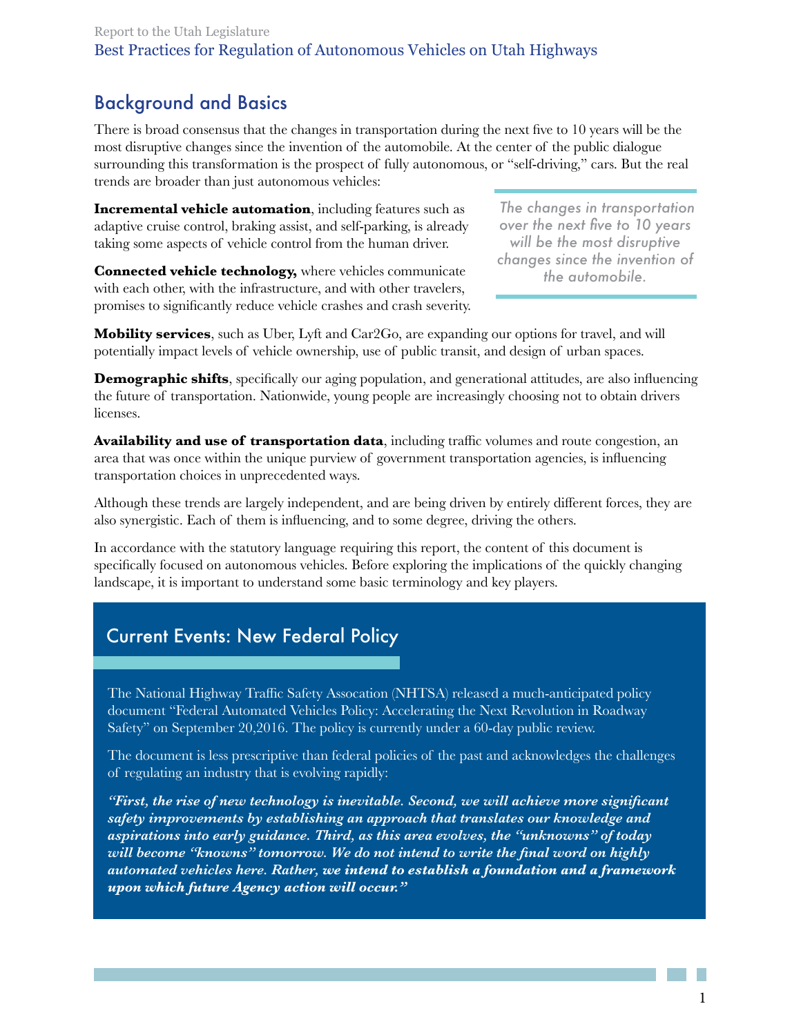## Background and Basics

There is broad consensus that the changes in transportation during the next five to 10 years will be the most disruptive changes since the invention of the automobile. At the center of the public dialogue surrounding this transformation is the prospect of fully autonomous, or "self-driving," cars. But the real trends are broader than just autonomous vehicles:

> *The changes in transportation over the next five to 10 years will be the most disruptive changes since the invention of the automobile.*

**Incremental vehicle automation**, including features such as adaptive cruise control, braking assist, and self-parking, is already taking some aspects of vehicle control from the human driver.

**Connected vehicle technology,** where vehicles communicate with each other, with the infrastructure, and with other travelers, promises to significantly reduce vehicle crashes and crash severity.

**Mobility services**, such as Uber, Lyft and Car2Go, are expanding our options for travel, and will potentially impact levels of vehicle ownership, use of public transit, and design of urban spaces.

**Demographic shifts**, specifically our aging population, and generational attitudes, are also influencing the future of transportation. Nationwide, young people are increasingly choosing not to obtain drivers licenses.

**Availability and use of transportation data**, including traffic volumes and route congestion, an area that was once within the unique purview of government transportation agencies, is influencing transportation choices in unprecedented ways.

Although these trends are largely independent, and are being driven by entirely different forces, they are also synergistic. Each of them is influencing, and to some degree, driving the others.

In accordance with the statutory language requiring this report, the content of this document is specifically focused on autonomous vehicles. Before exploring the implications of the quickly changing landscape, it is important to understand some basic terminology and key players.

### Current Events: New Federal Policy

The National Highway Traffic Safety Assocation (NHTSA) released a much-anticipated policy document "Federal Automated Vehicles Policy: Accelerating the Next Revolution in Roadway Safety" on September 20,2016. The policy is currently under a 60-day public review.

The document is less prescriptive than federal policies of the past and acknowledges the challenges of regulating an industry that is evolving rapidly:

***"First, the rise of new technology is inevitable. Second, we will achieve more significant safety improvements by establishing an approach that translates our knowledge and aspirations into early guidance. Third, as this area evolves, the "unknowns" of today will become "knowns" tomorrow. We do not intend to write the final word on highly automated vehicles here. Rather, we intend to establish a foundation and a framework upon which future Agency action will occur."***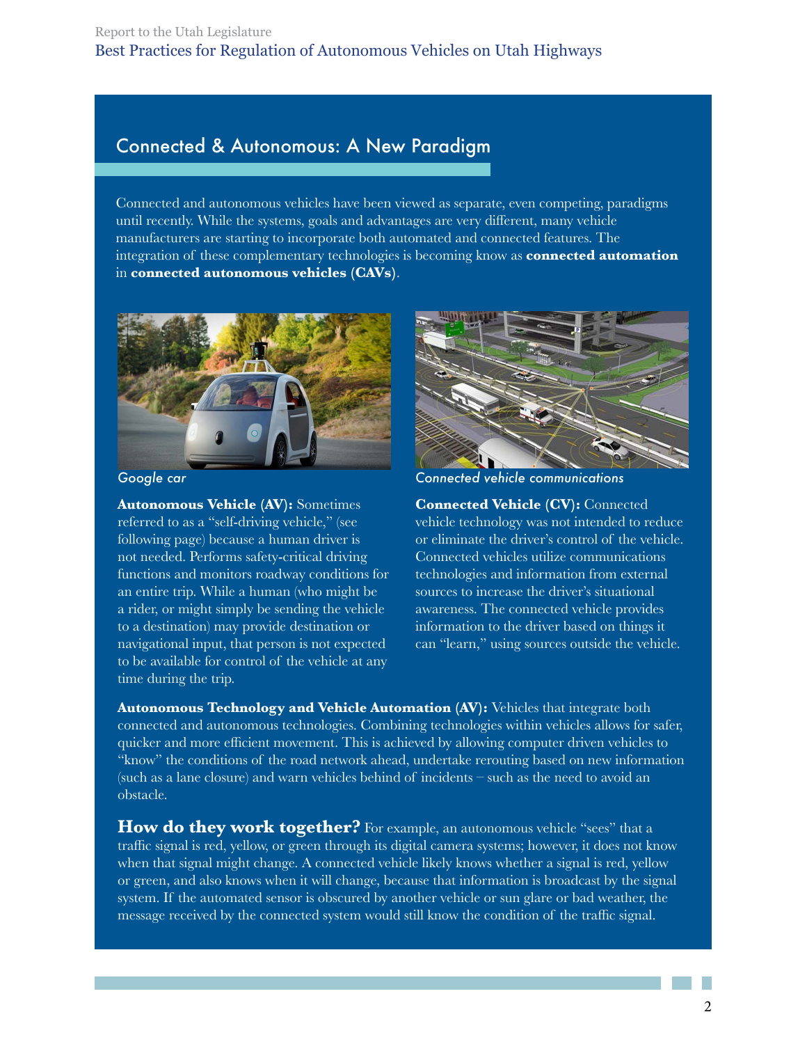## Connected & Autonomous: A New Paradigm

Connected and autonomous vehicles have been viewed as separate, even competing, paradigms until recently. While the systems, goals and advantages are very different, many vehicle manufacturers are starting to incorporate both automated and connected features. The integration of these complementary technologies is becoming know as **connected automation** in **connected autonomous vehicles (CAVs)**.

*Google car*

**Autonomous Vehicle (AV):** Sometimes referred to as a "self-driving vehicle," (see following page) because a human driver is not needed. Performs safety-critical driving functions and monitors roadway conditions for an entire trip. While a human (who might be a rider, or might simply be sending the vehicle to a destination) may provide destination or navigational input, that person is not expected to be available for control of the vehicle at any time during the trip.

*Connected vehicle communications*

**Connected Vehicle (CV):** Connected vehicle technology was not intended to reduce or eliminate the driver's control of the vehicle. Connected vehicles utilize communications technologies and information from external sources to increase the driver's situational awareness. The connected vehicle provides information to the driver based on things it can "learn," using sources outside the vehicle.

**Autonomous Technology and Vehicle Automation (AV):** Vehicles that integrate both connected and autonomous technologies. Combining technologies within vehicles allows for safer, quicker and more efficient movement. This is achieved by allowing computer driven vehicles to "know" the conditions of the road network ahead, undertake rerouting based on new information (such as a lane closure) and warn vehicles behind of incidents – such as the need to avoid an obstacle.

**How do they work together?** For example, an autonomous vehicle "sees" that a traffic signal is red, yellow, or green through its digital camera systems; however, it does not know when that signal might change. A connected vehicle likely knows whether a signal is red, yellow or green, and also knows when it will change, because that information is broadcast by the signal system. If the automated sensor is obscured by another vehicle or sun glare or bad weather, the message received by the connected system would still know the condition of the traffic signal.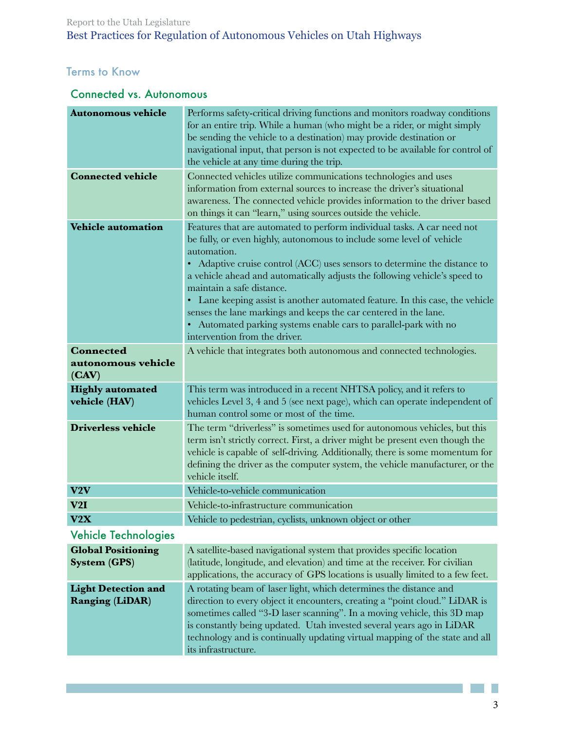## Terms to Know

### Connected vs. Autonomous

| | |
|---|---|
| **Autonomous vehicle** | Performs safety-critical driving functions and monitors roadway conditions for an entire trip. While a human (who might be a rider, or might simply be sending the vehicle to a destination) may provide destination or navigational input, that person is not expected to be available for control of the vehicle at any time during the trip. |
| **Connected vehicle** | Connected vehicles utilize communications technologies and uses information from external sources to increase the driver's situational awareness. The connected vehicle provides information to the driver based on things it can "learn," using sources outside the vehicle. |
| **Vehicle automation** | Features that are automated to perform individual tasks. A car need not be fully, or even highly, autonomous to include some level of vehicle automation.<br>• Adaptive cruise control (ACC) uses sensors to determine the distance to a vehicle ahead and automatically adjusts the following vehicle's speed to maintain a safe distance.<br>• Lane keeping assist is another automated feature. In this case, the vehicle senses the lane markings and keeps the car centered in the lane.<br>• Automated parking systems enable cars to parallel-park with no intervention from the driver. |
| **Connected autonomous vehicle (CAV)** | A vehicle that integrates both autonomous and connected technologies. |
| **Highly automated vehicle (HAV)** | This term was introduced in a recent NHTSA policy, and it refers to vehicles Level 3, 4 and 5 (see next page), which can operate independent of human control some or most of the time. |
| **Driverless vehicle** | The term "driverless" is sometimes used for autonomous vehicles, but this term isn't strictly correct. First, a driver might be present even though the vehicle is capable of self-driving. Additionally, there is some momentum for defining the driver as the computer system, the vehicle manufacturer, or the vehicle itself. |
| **V2V** | Vehicle-to-vehicle communication |
| **V2I** | Vehicle-to-infrastructure communication |
| **V2X** | Vehicle to pedestrian, cyclists, unknown object or other |

### Vehicle Technologies

| | |
|---|---|
| **Global Positioning System (GPS)** | A satellite-based navigational system that provides specific location (latitude, longitude, and elevation) and time at the receiver. For civilian applications, the accuracy of GPS locations is usually limited to a few feet. |
| **Light Detection and Ranging (LiDAR)** | A rotating beam of laser light, which determines the distance and direction to every object it encounters, creating a "point cloud." LiDAR is sometimes called "3-D laser scanning". In a moving vehicle, this 3D map is constantly being updated. Utah invested several years ago in LiDAR technology and is continually updating virtual mapping of the state and all its infrastructure. |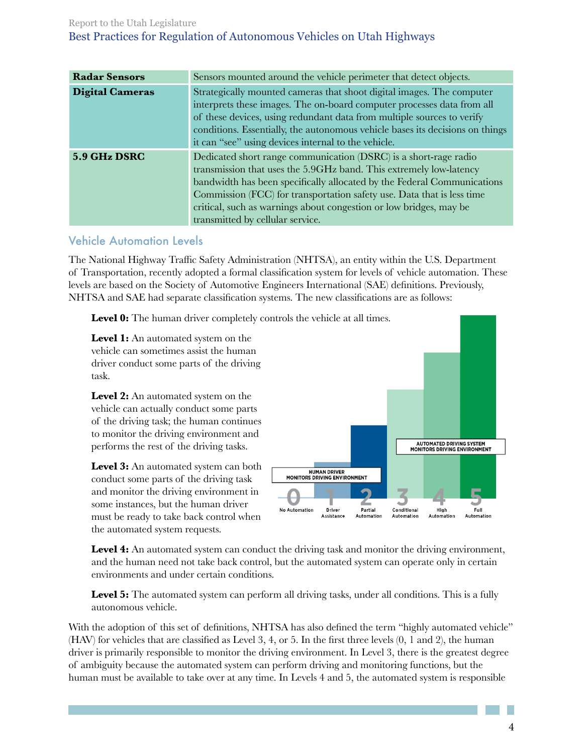| | |
|---|---|
| **Radar Sensors** | Sensors mounted around the vehicle perimeter that detect objects. |
| **Digital Cameras** | Strategically mounted cameras that shoot digital images. The computer interprets these images. The on-board computer processes data from all of these devices, using redundant data from multiple sources to verify conditions. Essentially, the autonomous vehicle bases its decisions on things it can "see" using devices internal to the vehicle. |
| **5.9 GHz DSRC** | Dedicated short range communication (DSRC) is a short-rage radio transmission that uses the 5.9GHz band. This extremely low-latency bandwidth has been specifically allocated by the Federal Communications Commission (FCC) for transportation safety use. Data that is less time critical, such as warnings about congestion or low bridges, may be transmitted by cellular service. |

## Vehicle Automation Levels

The National Highway Traffic Safety Administration (NHTSA), an entity within the U.S. Department of Transportation, recently adopted a formal classification system for levels of vehicle automation. These levels are based on the Society of Automotive Engineers International (SAE) definitions. Previously, NHTSA and SAE had separate classification systems. The new classifications are as follows:

**Level 0:** The human driver completely controls the vehicle at all times.

**Level 1:** An automated system on the vehicle can sometimes assist the human driver conduct some parts of the driving task.

**Level 2:** An automated system on the vehicle can actually conduct some parts of the driving task; the human continues to monitor the driving environment and performs the rest of the driving tasks.

**Level 3:** An automated system can both conduct some parts of the driving task and monitor the driving environment in some instances, but the human driver must be ready to take back control when the automated system requests.

HUMAN DRIVER MONITORS DRIVING ENVIRONMENT | AUTOMATED DRIVING SYSTEM MONITORS DRIVING ENVIRONMENT

0 No Automation | 1 Driver Assistance | 2 Partial Automation | 3 Conditional Automation | 4 High Automation | 5 Full Automation

**Level 4:** An automated system can conduct the driving task and monitor the driving environment, and the human need not take back control, but the automated system can operate only in certain environments and under certain conditions.

**Level 5:** The automated system can perform all driving tasks, under all conditions. This is a fully autonomous vehicle.

With the adoption of this set of definitions, NHTSA has also defined the term "highly automated vehicle" (HAV) for vehicles that are classified as Level 3, 4, or 5. In the first three levels (0, 1 and 2), the human driver is primarily responsible to monitor the driving environment. In Level 3, there is the greatest degree of ambiguity because the automated system can perform driving and monitoring functions, but the human must be available to take over at any time. In Levels 4 and 5, the automated system is responsible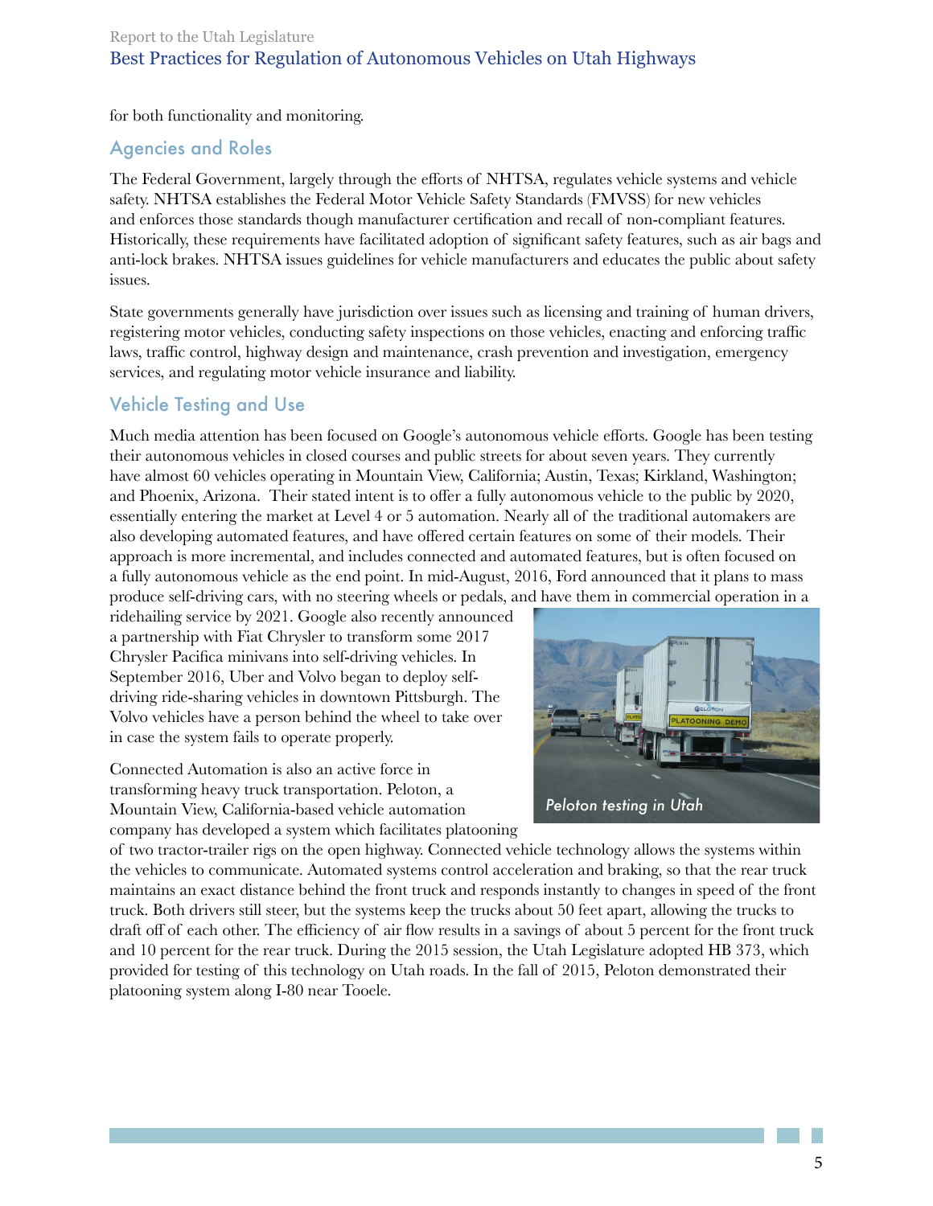for both functionality and monitoring.

## Agencies and Roles

The Federal Government, largely through the efforts of NHTSA, regulates vehicle systems and vehicle safety. NHTSA establishes the Federal Motor Vehicle Safety Standards (FMVSS) for new vehicles and enforces those standards though manufacturer certification and recall of non-compliant features. Historically, these requirements have facilitated adoption of significant safety features, such as air bags and anti-lock brakes. NHTSA issues guidelines for vehicle manufacturers and educates the public about safety issues.

State governments generally have jurisdiction over issues such as licensing and training of human drivers, registering motor vehicles, conducting safety inspections on those vehicles, enacting and enforcing traffic laws, traffic control, highway design and maintenance, crash prevention and investigation, emergency services, and regulating motor vehicle insurance and liability.

## Vehicle Testing and Use

Much media attention has been focused on Google's autonomous vehicle efforts. Google has been testing their autonomous vehicles in closed courses and public streets for about seven years. They currently have almost 60 vehicles operating in Mountain View, California; Austin, Texas; Kirkland, Washington; and Phoenix, Arizona. Their stated intent is to offer a fully autonomous vehicle to the public by 2020, essentially entering the market at Level 4 or 5 automation. Nearly all of the traditional automakers are also developing automated features, and have offered certain features on some of their models. Their approach is more incremental, and includes connected and automated features, but is often focused on a fully autonomous vehicle as the end point. In mid-August, 2016, Ford announced that it plans to mass produce self-driving cars, with no steering wheels or pedals, and have them in commercial operation in a ridehailing service by 2021. Google also recently announced a partnership with Fiat Chrysler to transform some 2017 Chrysler Pacifica minivans into self-driving vehicles. In September 2016, Uber and Volvo began to deploy self-driving ride-sharing vehicles in downtown Pittsburgh. The Volvo vehicles have a person behind the wheel to take over in case the system fails to operate properly.

Peloton testing in Utah

Connected Automation is also an active force in transforming heavy truck transportation. Peloton, a Mountain View, California-based vehicle automation company has developed a system which facilitates platooning of two tractor-trailer rigs on the open highway. Connected vehicle technology allows the systems within the vehicles to communicate. Automated systems control acceleration and braking, so that the rear truck maintains an exact distance behind the front truck and responds instantly to changes in speed of the front truck. Both drivers still steer, but the systems keep the trucks about 50 feet apart, allowing the trucks to draft off of each other. The efficiency of air flow results in a savings of about 5 percent for the front truck and 10 percent for the rear truck. During the 2015 session, the Utah Legislature adopted HB 373, which provided for testing of this technology on Utah roads. In the fall of 2015, Peloton demonstrated their platooning system along I-80 near Tooele.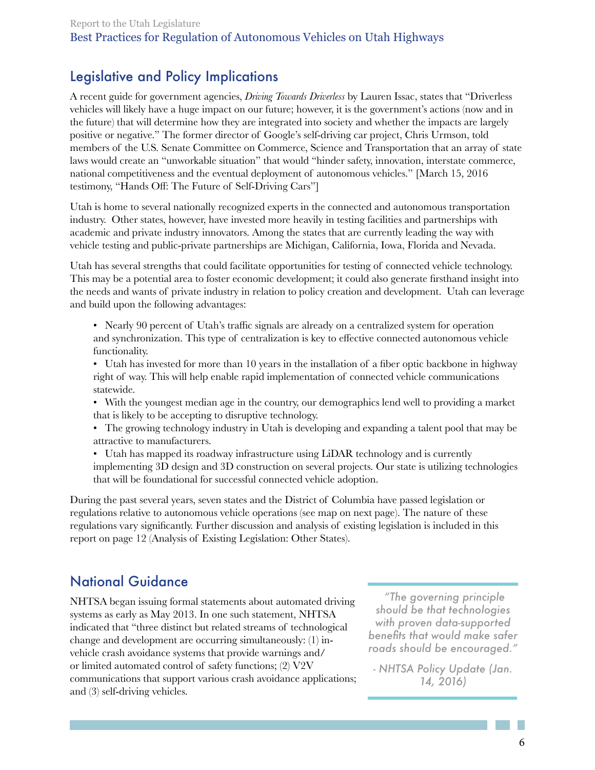## Legislative and Policy Implications

A recent guide for government agencies, *Driving Towards Driverless* by Lauren Issac, states that "Driverless vehicles will likely have a huge impact on our future; however, it is the government's actions (now and in the future) that will determine how they are integrated into society and whether the impacts are largely positive or negative." The former director of Google's self-driving car project, Chris Urmson, told members of the U.S. Senate Committee on Commerce, Science and Transportation that an array of state laws would create an "unworkable situation" that would "hinder safety, innovation, interstate commerce, national competitiveness and the eventual deployment of autonomous vehicles." [March 15, 2016 testimony, "Hands Off: The Future of Self-Driving Cars"]

Utah is home to several nationally recognized experts in the connected and autonomous transportation industry. Other states, however, have invested more heavily in testing facilities and partnerships with academic and private industry innovators. Among the states that are currently leading the way with vehicle testing and public-private partnerships are Michigan, California, Iowa, Florida and Nevada.

Utah has several strengths that could facilitate opportunities for testing of connected vehicle technology. This may be a potential area to foster economic development; it could also generate firsthand insight into the needs and wants of private industry in relation to policy creation and development. Utah can leverage and build upon the following advantages:

- Nearly 90 percent of Utah's traffic signals are already on a centralized system for operation and synchronization. This type of centralization is key to effective connected autonomous vehicle functionality.
- Utah has invested for more than 10 years in the installation of a fiber optic backbone in highway right of way. This will help enable rapid implementation of connected vehicle communications statewide.
- With the youngest median age in the country, our demographics lend well to providing a market that is likely to be accepting to disruptive technology.
- The growing technology industry in Utah is developing and expanding a talent pool that may be attractive to manufacturers.
- Utah has mapped its roadway infrastructure using LiDAR technology and is currently implementing 3D design and 3D construction on several projects. Our state is utilizing technologies that will be foundational for successful connected vehicle adoption.

During the past several years, seven states and the District of Columbia have passed legislation or regulations relative to autonomous vehicle operations (see map on next page). The nature of these regulations vary significantly. Further discussion and analysis of existing legislation is included in this report on page 12 (Analysis of Existing Legislation: Other States).

## National Guidance

NHTSA began issuing formal statements about automated driving systems as early as May 2013. In one such statement, NHTSA indicated that "three distinct but related streams of technological change and development are occurring simultaneously: (1) in-vehicle crash avoidance systems that provide warnings and/or limited automated control of safety functions; (2) V2V communications that support various crash avoidance applications; and (3) self-driving vehicles.

> *"The governing principle should be that technologies with proven data-supported benefits that would make safer roads should be encouraged."*
>
> *- NHTSA Policy Update (Jan. 14, 2016)*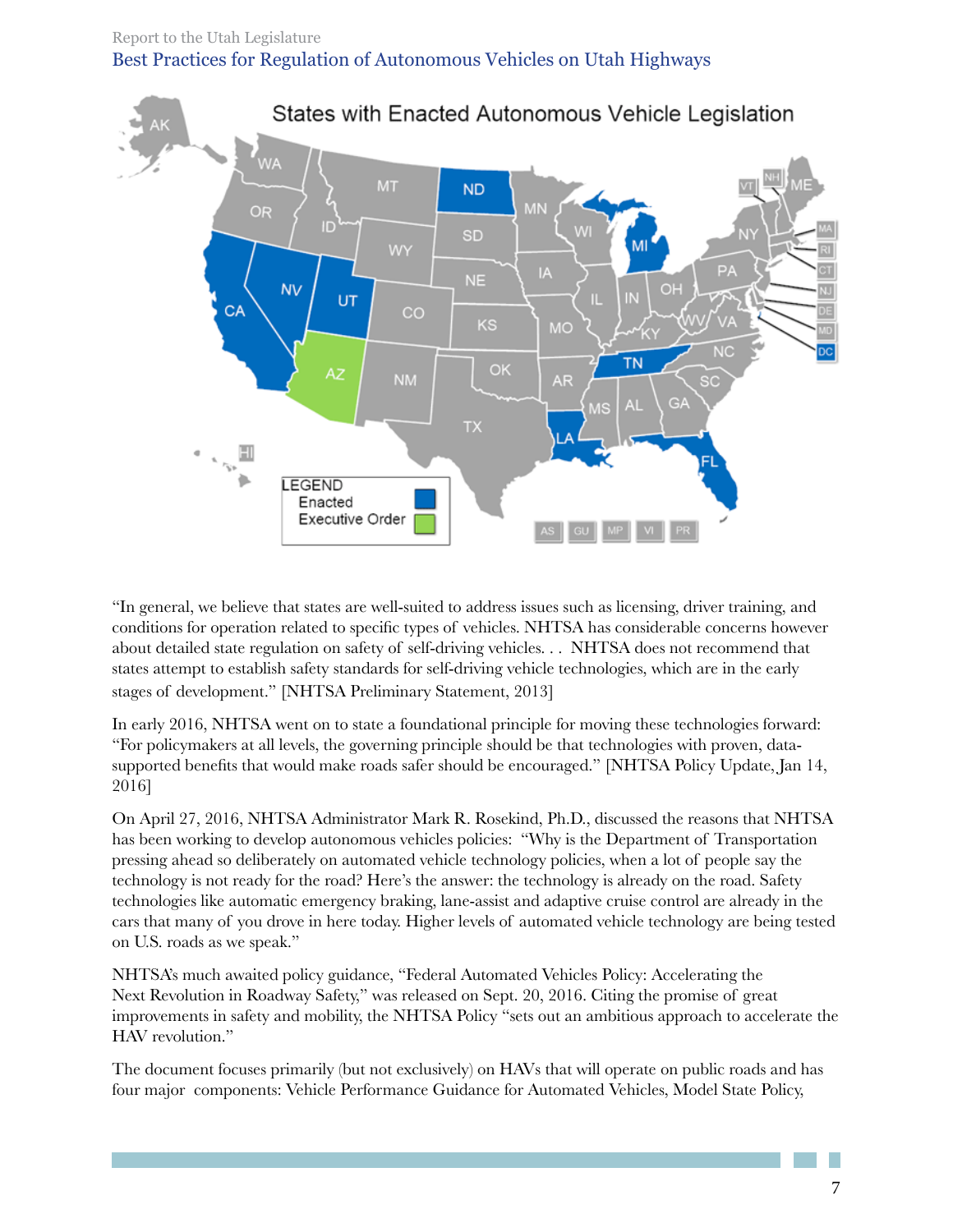States with Enacted Autonomous Vehicle Legislation

LEGEND
Enacted
Executive Order

"In general, we believe that states are well-suited to address issues such as licensing, driver training, and conditions for operation related to specific types of vehicles. NHTSA has considerable concerns however about detailed state regulation on safety of self-driving vehicles. . . NHTSA does not recommend that states attempt to establish safety standards for self-driving vehicle technologies, which are in the early stages of development." [NHTSA Preliminary Statement, 2013]

In early 2016, NHTSA went on to state a foundational principle for moving these technologies forward: "For policymakers at all levels, the governing principle should be that technologies with proven, data-supported benefits that would make roads safer should be encouraged." [NHTSA Policy Update, Jan 14, 2016]

On April 27, 2016, NHTSA Administrator Mark R. Rosekind, Ph.D., discussed the reasons that NHTSA has been working to develop autonomous vehicles policies: "Why is the Department of Transportation pressing ahead so deliberately on automated vehicle technology policies, when a lot of people say the technology is not ready for the road? Here's the answer: the technology is already on the road. Safety technologies like automatic emergency braking, lane-assist and adaptive cruise control are already in the cars that many of you drove in here today. Higher levels of automated vehicle technology are being tested on U.S. roads as we speak."

NHTSA's much awaited policy guidance, "Federal Automated Vehicles Policy: Accelerating the Next Revolution in Roadway Safety," was released on Sept. 20, 2016. Citing the promise of great improvements in safety and mobility, the NHTSA Policy "sets out an ambitious approach to accelerate the HAV revolution."

The document focuses primarily (but not exclusively) on HAVs that will operate on public roads and has four major components: Vehicle Performance Guidance for Automated Vehicles, Model State Policy,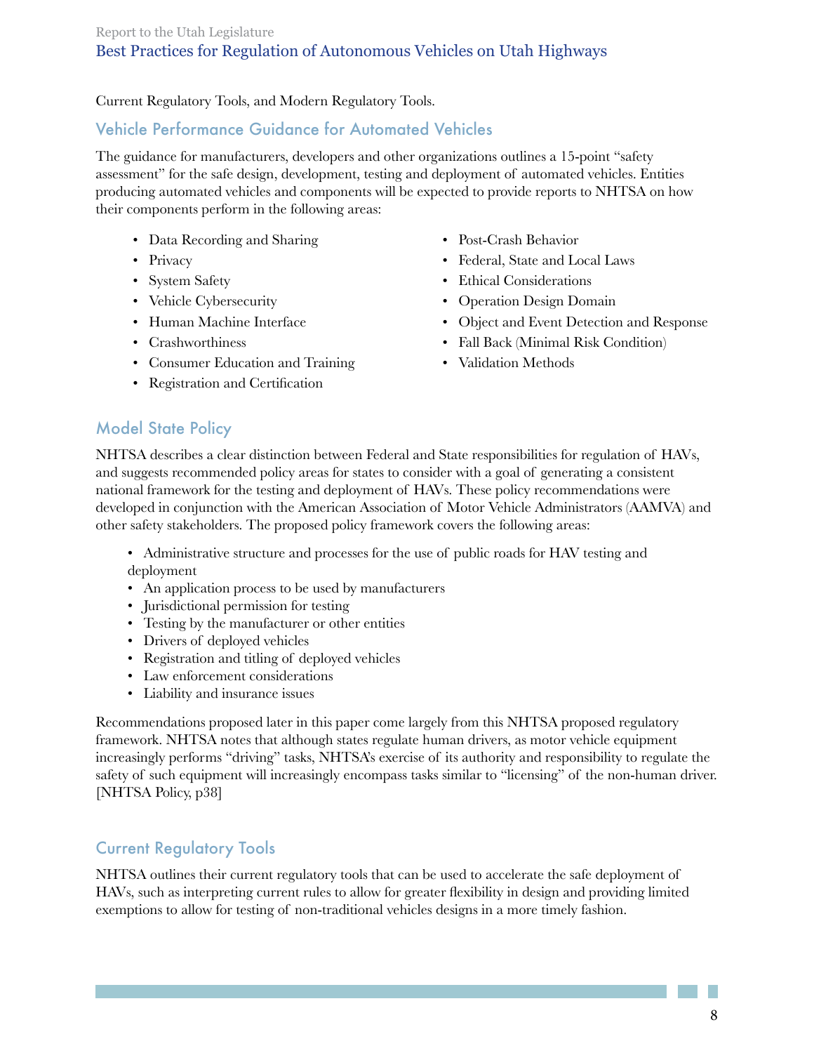Current Regulatory Tools, and Modern Regulatory Tools.

## Vehicle Performance Guidance for Automated Vehicles

The guidance for manufacturers, developers and other organizations outlines a 15-point "safety assessment" for the safe design, development, testing and deployment of automated vehicles. Entities producing automated vehicles and components will be expected to provide reports to NHTSA on how their components perform in the following areas:

- Data Recording and Sharing
- Privacy
- System Safety
- Vehicle Cybersecurity
- Human Machine Interface
- Crashworthiness
- Consumer Education and Training
- Registration and Certification
- Post-Crash Behavior
- Federal, State and Local Laws
- Ethical Considerations
- Operation Design Domain
- Object and Event Detection and Response
- Fall Back (Minimal Risk Condition)
- Validation Methods

## Model State Policy

NHTSA describes a clear distinction between Federal and State responsibilities for regulation of HAVs, and suggests recommended policy areas for states to consider with a goal of generating a consistent national framework for the testing and deployment of HAVs. These policy recommendations were developed in conjunction with the American Association of Motor Vehicle Administrators (AAMVA) and other safety stakeholders. The proposed policy framework covers the following areas:

- Administrative structure and processes for the use of public roads for HAV testing and deployment
- An application process to be used by manufacturers
- Jurisdictional permission for testing
- Testing by the manufacturer or other entities
- Drivers of deployed vehicles
- Registration and titling of deployed vehicles
- Law enforcement considerations
- Liability and insurance issues

Recommendations proposed later in this paper come largely from this NHTSA proposed regulatory framework. NHTSA notes that although states regulate human drivers, as motor vehicle equipment increasingly performs "driving" tasks, NHTSA's exercise of its authority and responsibility to regulate the safety of such equipment will increasingly encompass tasks similar to "licensing" of the non-human driver. [NHTSA Policy, p38]

## Current Regulatory Tools

NHTSA outlines their current regulatory tools that can be used to accelerate the safe deployment of HAVs, such as interpreting current rules to allow for greater flexibility in design and providing limited exemptions to allow for testing of non-traditional vehicles designs in a more timely fashion.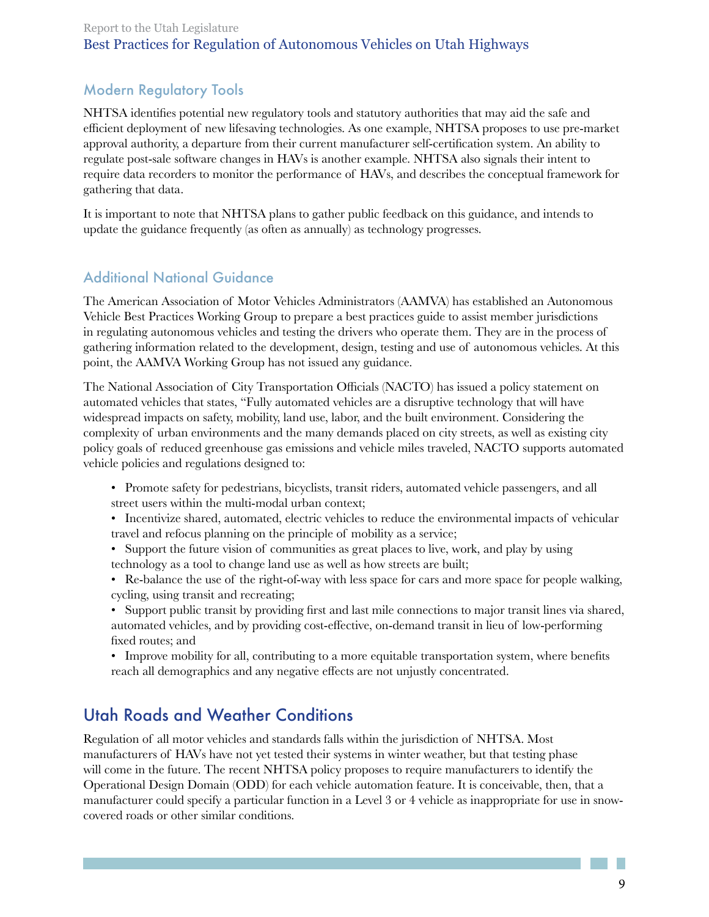## Modern Regulatory Tools

NHTSA identifies potential new regulatory tools and statutory authorities that may aid the safe and efficient deployment of new lifesaving technologies. As one example, NHTSA proposes to use pre-market approval authority, a departure from their current manufacturer self-certification system. An ability to regulate post-sale software changes in HAVs is another example. NHTSA also signals their intent to require data recorders to monitor the performance of HAVs, and describes the conceptual framework for gathering that data.

It is important to note that NHTSA plans to gather public feedback on this guidance, and intends to update the guidance frequently (as often as annually) as technology progresses.

## Additional National Guidance

The American Association of Motor Vehicles Administrators (AAMVA) has established an Autonomous Vehicle Best Practices Working Group to prepare a best practices guide to assist member jurisdictions in regulating autonomous vehicles and testing the drivers who operate them. They are in the process of gathering information related to the development, design, testing and use of autonomous vehicles. At this point, the AAMVA Working Group has not issued any guidance.

The National Association of City Transportation Officials (NACTO) has issued a policy statement on automated vehicles that states, "Fully automated vehicles are a disruptive technology that will have widespread impacts on safety, mobility, land use, labor, and the built environment. Considering the complexity of urban environments and the many demands placed on city streets, as well as existing city policy goals of reduced greenhouse gas emissions and vehicle miles traveled, NACTO supports automated vehicle policies and regulations designed to:

- Promote safety for pedestrians, bicyclists, transit riders, automated vehicle passengers, and all street users within the multi-modal urban context;
- Incentivize shared, automated, electric vehicles to reduce the environmental impacts of vehicular travel and refocus planning on the principle of mobility as a service;
- Support the future vision of communities as great places to live, work, and play by using technology as a tool to change land use as well as how streets are built;
- Re-balance the use of the right-of-way with less space for cars and more space for people walking, cycling, using transit and recreating;
- Support public transit by providing first and last mile connections to major transit lines via shared, automated vehicles, and by providing cost-effective, on-demand transit in lieu of low-performing fixed routes; and
- Improve mobility for all, contributing to a more equitable transportation system, where benefits reach all demographics and any negative effects are not unjustly concentrated.

# Utah Roads and Weather Conditions

Regulation of all motor vehicles and standards falls within the jurisdiction of NHTSA. Most manufacturers of HAVs have not yet tested their systems in winter weather, but that testing phase will come in the future. The recent NHTSA policy proposes to require manufacturers to identify the Operational Design Domain (ODD) for each vehicle automation feature. It is conceivable, then, that a manufacturer could specify a particular function in a Level 3 or 4 vehicle as inappropriate for use in snow-covered roads or other similar conditions.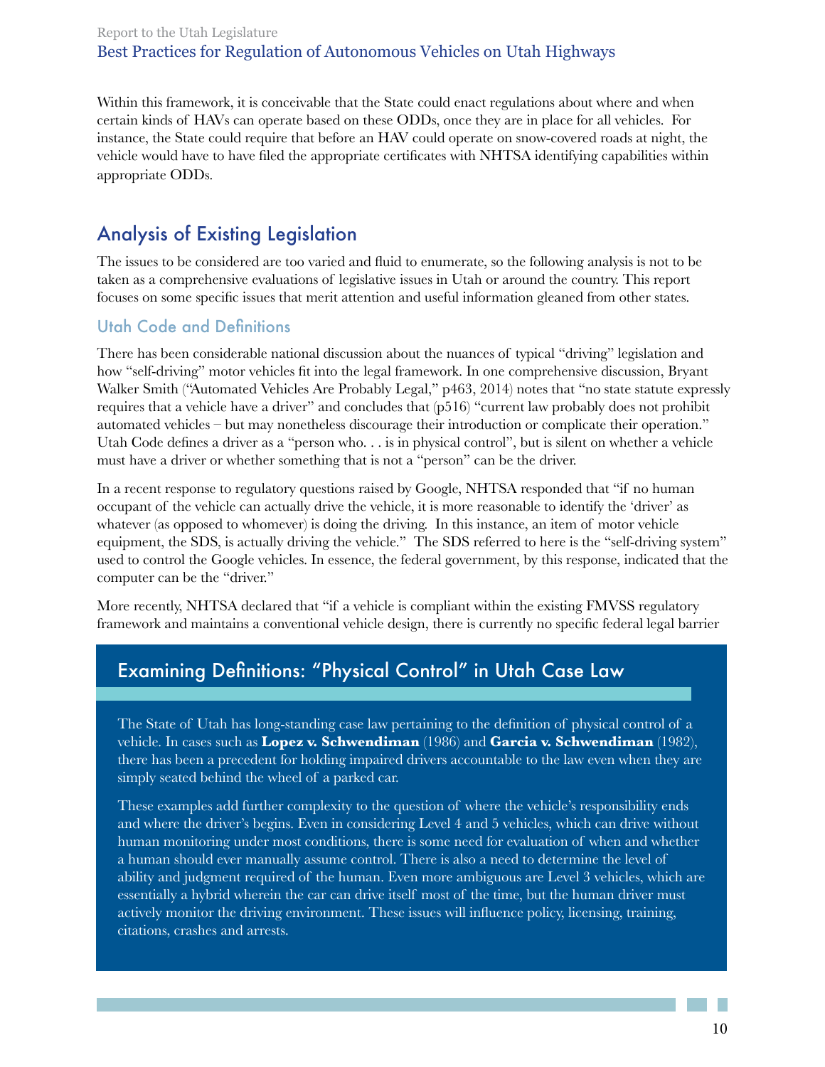Within this framework, it is conceivable that the State could enact regulations about where and when certain kinds of HAVs can operate based on these ODDs, once they are in place for all vehicles. For instance, the State could require that before an HAV could operate on snow-covered roads at night, the vehicle would have to have filed the appropriate certificates with NHTSA identifying capabilities within appropriate ODDs.

## Analysis of Existing Legislation

The issues to be considered are too varied and fluid to enumerate, so the following analysis is not to be taken as a comprehensive evaluations of legislative issues in Utah or around the country. This report focuses on some specific issues that merit attention and useful information gleaned from other states.

### Utah Code and Definitions

There has been considerable national discussion about the nuances of typical "driving" legislation and how "self-driving" motor vehicles fit into the legal framework. In one comprehensive discussion, Bryant Walker Smith ("Automated Vehicles Are Probably Legal," p463, 2014) notes that "no state statute expressly requires that a vehicle have a driver" and concludes that (p516) "current law probably does not prohibit automated vehicles – but may nonetheless discourage their introduction or complicate their operation." Utah Code defines a driver as a "person who. . . is in physical control", but is silent on whether a vehicle must have a driver or whether something that is not a "person" can be the driver.

In a recent response to regulatory questions raised by Google, NHTSA responded that "if no human occupant of the vehicle can actually drive the vehicle, it is more reasonable to identify the 'driver' as whatever (as opposed to whomever) is doing the driving. In this instance, an item of motor vehicle equipment, the SDS, is actually driving the vehicle." The SDS referred to here is the "self-driving system" used to control the Google vehicles. In essence, the federal government, by this response, indicated that the computer can be the "driver."

More recently, NHTSA declared that "if a vehicle is compliant within the existing FMVSS regulatory framework and maintains a conventional vehicle design, there is currently no specific federal legal barrier

## Examining Definitions: "Physical Control" in Utah Case Law

The State of Utah has long-standing case law pertaining to the definition of physical control of a vehicle. In cases such as **Lopez v. Schwendiman** (1986) and **Garcia v. Schwendiman** (1982), there has been a precedent for holding impaired drivers accountable to the law even when they are simply seated behind the wheel of a parked car.

These examples add further complexity to the question of where the vehicle's responsibility ends and where the driver's begins. Even in considering Level 4 and 5 vehicles, which can drive without human monitoring under most conditions, there is some need for evaluation of when and whether a human should ever manually assume control. There is also a need to determine the level of ability and judgment required of the human. Even more ambiguous are Level 3 vehicles, which are essentially a hybrid wherein the car can drive itself most of the time, but the human driver must actively monitor the driving environment. These issues will influence policy, licensing, training, citations, crashes and arrests.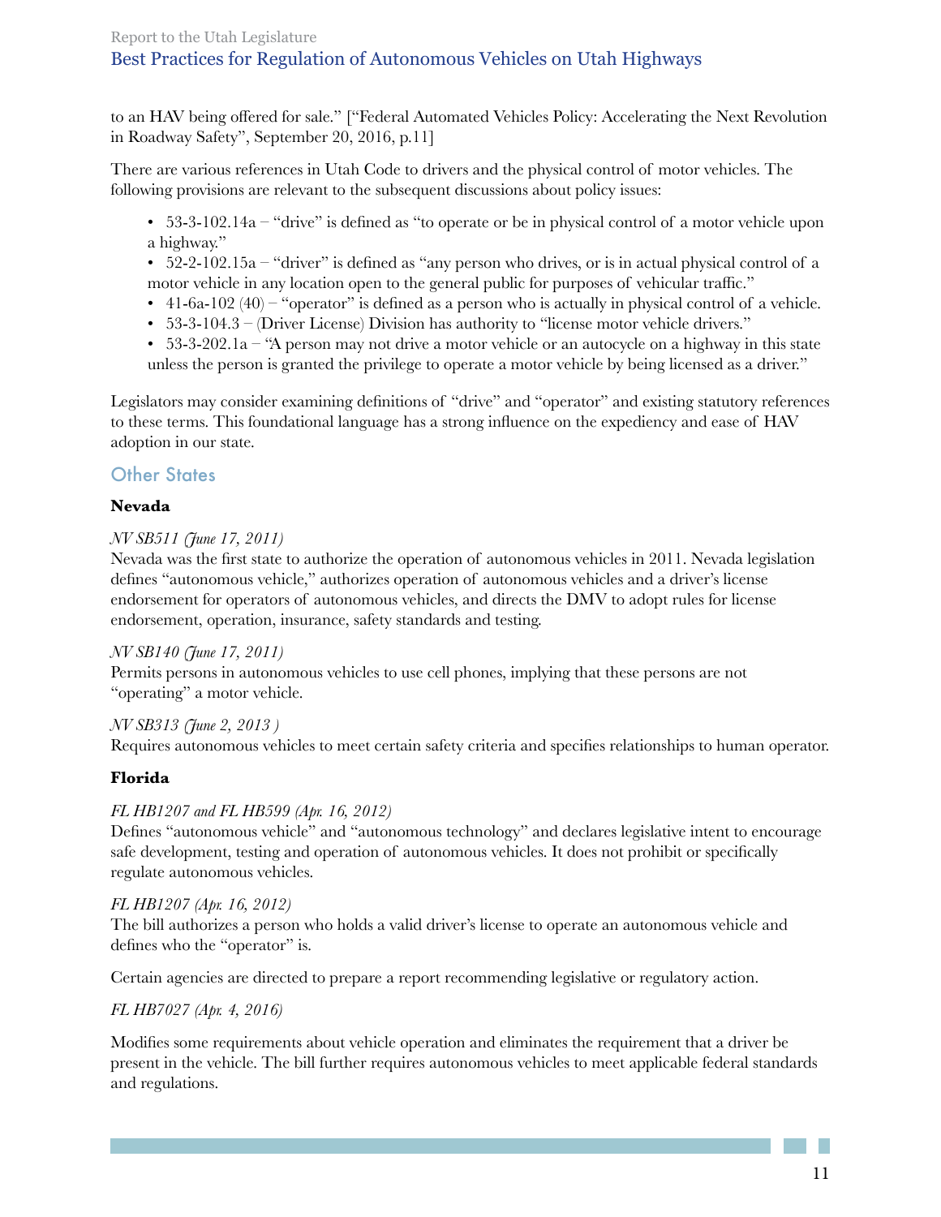to an HAV being offered for sale." ["Federal Automated Vehicles Policy: Accelerating the Next Revolution in Roadway Safety", September 20, 2016, p.11]

There are various references in Utah Code to drivers and the physical control of motor vehicles. The following provisions are relevant to the subsequent discussions about policy issues:

- 53-3-102.14a – "drive" is defined as "to operate or be in physical control of a motor vehicle upon a highway."
- 52-2-102.15a – "driver" is defined as "any person who drives, or is in actual physical control of a motor vehicle in any location open to the general public for purposes of vehicular traffic."
- 41-6a-102 (40) – "operator" is defined as a person who is actually in physical control of a vehicle.
- 53-3-104.3 – (Driver License) Division has authority to "license motor vehicle drivers."
- 53-3-202.1a – "A person may not drive a motor vehicle or an autocycle on a highway in this state unless the person is granted the privilege to operate a motor vehicle by being licensed as a driver."

Legislators may consider examining definitions of "drive" and "operator" and existing statutory references to these terms. This foundational language has a strong influence on the expediency and ease of HAV adoption in our state.

## Other States

### Nevada

*NV SB511 (June 17, 2011)*
Nevada was the first state to authorize the operation of autonomous vehicles in 2011. Nevada legislation defines "autonomous vehicle," authorizes operation of autonomous vehicles and a driver's license endorsement for operators of autonomous vehicles, and directs the DMV to adopt rules for license endorsement, operation, insurance, safety standards and testing.

*NV SB140 (June 17, 2011)*
Permits persons in autonomous vehicles to use cell phones, implying that these persons are not "operating" a motor vehicle.

*NV SB313 (June 2, 2013 )*
Requires autonomous vehicles to meet certain safety criteria and specifies relationships to human operator.

### Florida

*FL HB1207 and FL HB599 (Apr. 16, 2012)*
Defines "autonomous vehicle" and "autonomous technology" and declares legislative intent to encourage safe development, testing and operation of autonomous vehicles. It does not prohibit or specifically regulate autonomous vehicles.

*FL HB1207 (Apr. 16, 2012)*
The bill authorizes a person who holds a valid driver's license to operate an autonomous vehicle and defines who the "operator" is.

Certain agencies are directed to prepare a report recommending legislative or regulatory action.

*FL HB7027 (Apr. 4, 2016)*

Modifies some requirements about vehicle operation and eliminates the requirement that a driver be present in the vehicle. The bill further requires autonomous vehicles to meet applicable federal standards and regulations.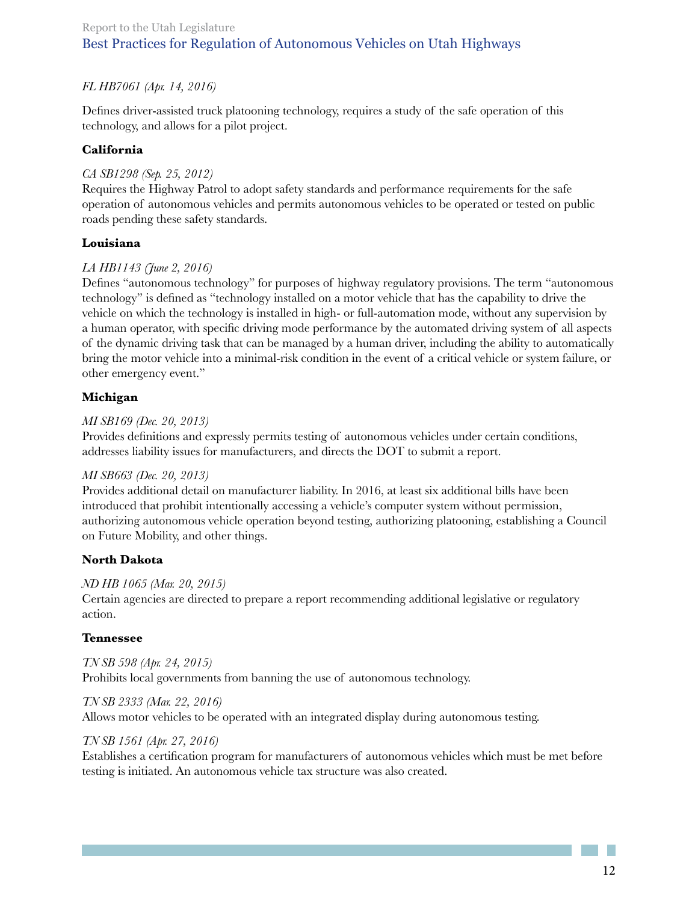*FL HB7061 (Apr. 14, 2016)*

Defines driver-assisted truck platooning technology, requires a study of the safe operation of this technology, and allows for a pilot project.

**California**

*CA SB1298 (Sep. 25, 2012)*
Requires the Highway Patrol to adopt safety standards and performance requirements for the safe operation of autonomous vehicles and permits autonomous vehicles to be operated or tested on public roads pending these safety standards.

**Louisiana**

*LA HB1143 (June 2, 2016)*
Defines "autonomous technology" for purposes of highway regulatory provisions. The term "autonomous technology" is defined as "technology installed on a motor vehicle that has the capability to drive the vehicle on which the technology is installed in high- or full-automation mode, without any supervision by a human operator, with specific driving mode performance by the automated driving system of all aspects of the dynamic driving task that can be managed by a human driver, including the ability to automatically bring the motor vehicle into a minimal-risk condition in the event of a critical vehicle or system failure, or other emergency event."

**Michigan**

*MI SB169 (Dec. 20, 2013)*
Provides definitions and expressly permits testing of autonomous vehicles under certain conditions, addresses liability issues for manufacturers, and directs the DOT to submit a report.

*MI SB663 (Dec. 20, 2013)*
Provides additional detail on manufacturer liability. In 2016, at least six additional bills have been introduced that prohibit intentionally accessing a vehicle's computer system without permission, authorizing autonomous vehicle operation beyond testing, authorizing platooning, establishing a Council on Future Mobility, and other things.

**North Dakota**

*ND HB 1065 (Mar. 20, 2015)*
Certain agencies are directed to prepare a report recommending additional legislative or regulatory action.

**Tennessee**

*TN SB 598 (Apr. 24, 2015)*
Prohibits local governments from banning the use of autonomous technology.

*TN SB 2333 (Mar. 22, 2016)*
Allows motor vehicles to be operated with an integrated display during autonomous testing.

*TN SB 1561 (Apr. 27, 2016)*
Establishes a certification program for manufacturers of autonomous vehicles which must be met before testing is initiated. An autonomous vehicle tax structure was also created.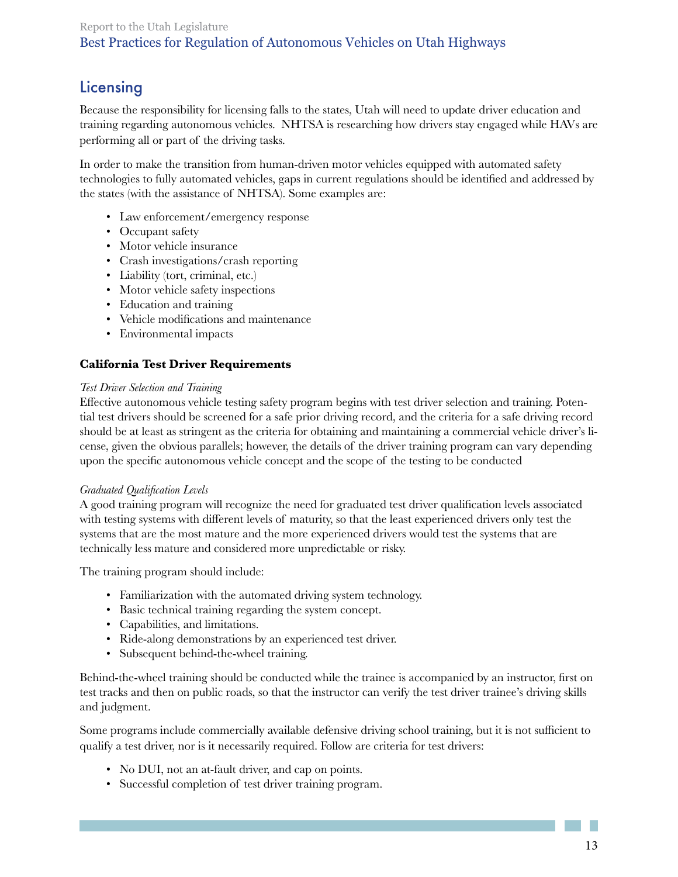## Licensing

Because the responsibility for licensing falls to the states, Utah will need to update driver education and training regarding autonomous vehicles. NHTSA is researching how drivers stay engaged while HAVs are performing all or part of the driving tasks.

In order to make the transition from human-driven motor vehicles equipped with automated safety technologies to fully automated vehicles, gaps in current regulations should be identified and addressed by the states (with the assistance of NHTSA). Some examples are:

- Law enforcement/emergency response
- Occupant safety
- Motor vehicle insurance
- Crash investigations/crash reporting
- Liability (tort, criminal, etc.)
- Motor vehicle safety inspections
- Education and training
- Vehicle modifications and maintenance
- Environmental impacts

**California Test Driver Requirements**

*Test Driver Selection and Training*

Effective autonomous vehicle testing safety program begins with test driver selection and training. Potential test drivers should be screened for a safe prior driving record, and the criteria for a safe driving record should be at least as stringent as the criteria for obtaining and maintaining a commercial vehicle driver's license, given the obvious parallels; however, the details of the driver training program can vary depending upon the specific autonomous vehicle concept and the scope of the testing to be conducted

*Graduated Qualification Levels*

A good training program will recognize the need for graduated test driver qualification levels associated with testing systems with different levels of maturity, so that the least experienced drivers only test the systems that are the most mature and the more experienced drivers would test the systems that are technically less mature and considered more unpredictable or risky.

The training program should include:

- Familiarization with the automated driving system technology.
- Basic technical training regarding the system concept.
- Capabilities, and limitations.
- Ride-along demonstrations by an experienced test driver.
- Subsequent behind-the-wheel training.

Behind-the-wheel training should be conducted while the trainee is accompanied by an instructor, first on test tracks and then on public roads, so that the instructor can verify the test driver trainee's driving skills and judgment.

Some programs include commercially available defensive driving school training, but it is not sufficient to qualify a test driver, nor is it necessarily required. Follow are criteria for test drivers:

- No DUI, not an at-fault driver, and cap on points.
- Successful completion of test driver training program.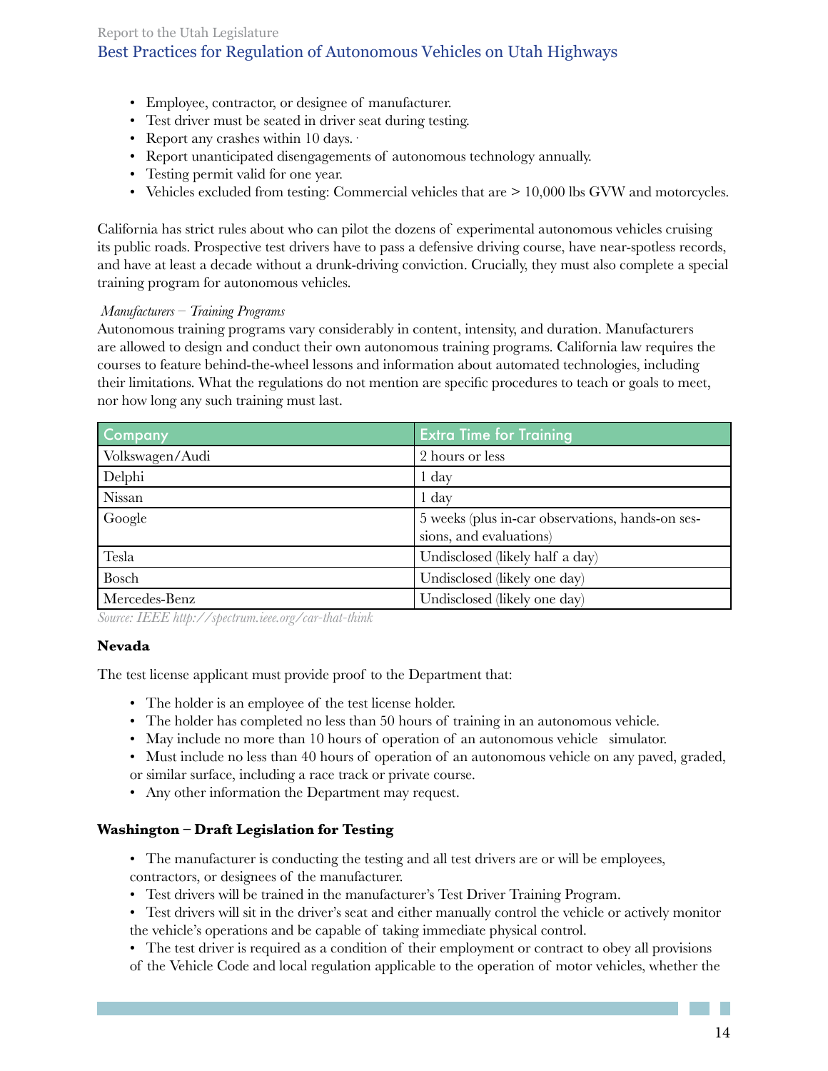- Employee, contractor, or designee of manufacturer.
- Test driver must be seated in driver seat during testing.
- Report any crashes within 10 days.
- Report unanticipated disengagements of autonomous technology annually.
- Testing permit valid for one year.
- Vehicles excluded from testing: Commercial vehicles that are > 10,000 lbs GVW and motorcycles.

California has strict rules about who can pilot the dozens of experimental autonomous vehicles cruising its public roads. Prospective test drivers have to pass a defensive driving course, have near-spotless records, and have at least a decade without a drunk-driving conviction. Crucially, they must also complete a special training program for autonomous vehicles.

*Manufacturers – Training Programs*

Autonomous training programs vary considerably in content, intensity, and duration. Manufacturers are allowed to design and conduct their own autonomous training programs. California law requires the courses to feature behind-the-wheel lessons and information about automated technologies, including their limitations. What the regulations do not mention are specific procedures to teach or goals to meet, nor how long any such training must last.

| Company | Extra Time for Training |
| --- | --- |
| Volkswagen/Audi | 2 hours or less |
| Delphi | 1 day |
| Nissan | 1 day |
| Google | 5 weeks (plus in-car observations, hands-on sessions, and evaluations) |
| Tesla | Undisclosed (likely half a day) |
| Bosch | Undisclosed (likely one day) |
| Mercedes-Benz | Undisclosed (likely one day) |

*Source: IEEE http://spectrum.ieee.org/car-that-think*

**Nevada**

The test license applicant must provide proof to the Department that:

- The holder is an employee of the test license holder.
- The holder has completed no less than 50 hours of training in an autonomous vehicle.
- May include no more than 10 hours of operation of an autonomous vehicle simulator.
- Must include no less than 40 hours of operation of an autonomous vehicle on any paved, graded, or similar surface, including a race track or private course.
- Any other information the Department may request.

**Washington – Draft Legislation for Testing**

- The manufacturer is conducting the testing and all test drivers are or will be employees, contractors, or designees of the manufacturer.
- Test drivers will be trained in the manufacturer's Test Driver Training Program.
- Test drivers will sit in the driver's seat and either manually control the vehicle or actively monitor the vehicle's operations and be capable of taking immediate physical control.
- The test driver is required as a condition of their employment or contract to obey all provisions of the Vehicle Code and local regulation applicable to the operation of motor vehicles, whether the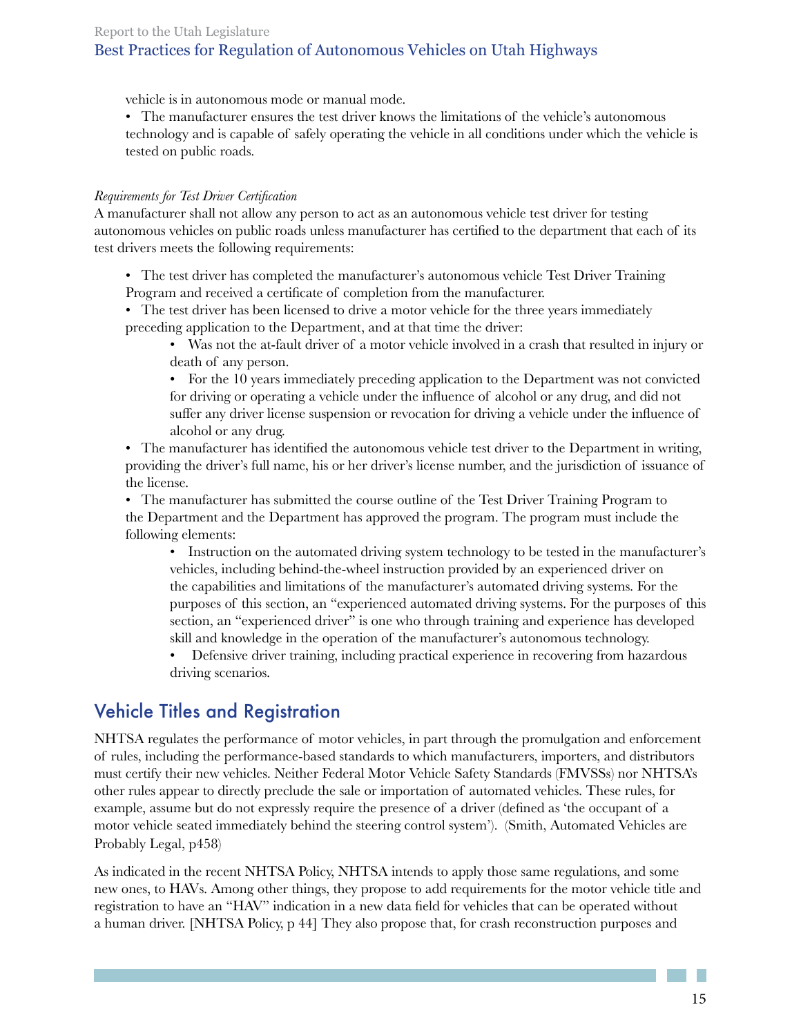vehicle is in autonomous mode or manual mode.

- The manufacturer ensures the test driver knows the limitations of the vehicle's autonomous technology and is capable of safely operating the vehicle in all conditions under which the vehicle is tested on public roads.

*Requirements for Test Driver Certification*

A manufacturer shall not allow any person to act as an autonomous vehicle test driver for testing autonomous vehicles on public roads unless manufacturer has certified to the department that each of its test drivers meets the following requirements:

- The test driver has completed the manufacturer's autonomous vehicle Test Driver Training Program and received a certificate of completion from the manufacturer.
- The test driver has been licensed to drive a motor vehicle for the three years immediately preceding application to the Department, and at that time the driver:
    - Was not the at-fault driver of a motor vehicle involved in a crash that resulted in injury or death of any person.
    - For the 10 years immediately preceding application to the Department was not convicted for driving or operating a vehicle under the influence of alcohol or any drug, and did not suffer any driver license suspension or revocation for driving a vehicle under the influence of alcohol or any drug.
- The manufacturer has identified the autonomous vehicle test driver to the Department in writing, providing the driver's full name, his or her driver's license number, and the jurisdiction of issuance of the license.
- The manufacturer has submitted the course outline of the Test Driver Training Program to the Department and the Department has approved the program. The program must include the following elements:
    - Instruction on the automated driving system technology to be tested in the manufacturer's vehicles, including behind-the-wheel instruction provided by an experienced driver on the capabilities and limitations of the manufacturer's automated driving systems. For the purposes of this section, an "experienced automated driving systems. For the purposes of this section, an "experienced driver" is one who through training and experience has developed skill and knowledge in the operation of the manufacturer's autonomous technology.
    - Defensive driver training, including practical experience in recovering from hazardous driving scenarios.

## Vehicle Titles and Registration

NHTSA regulates the performance of motor vehicles, in part through the promulgation and enforcement of rules, including the performance-based standards to which manufacturers, importers, and distributors must certify their new vehicles. Neither Federal Motor Vehicle Safety Standards (FMVSSs) nor NHTSA's other rules appear to directly preclude the sale or importation of automated vehicles. These rules, for example, assume but do not expressly require the presence of a driver (defined as 'the occupant of a motor vehicle seated immediately behind the steering control system'). (Smith, Automated Vehicles are Probably Legal, p458)

As indicated in the recent NHTSA Policy, NHTSA intends to apply those same regulations, and some new ones, to HAVs. Among other things, they propose to add requirements for the motor vehicle title and registration to have an "HAV" indication in a new data field for vehicles that can be operated without a human driver. [NHTSA Policy, p 44] They also propose that, for crash reconstruction purposes and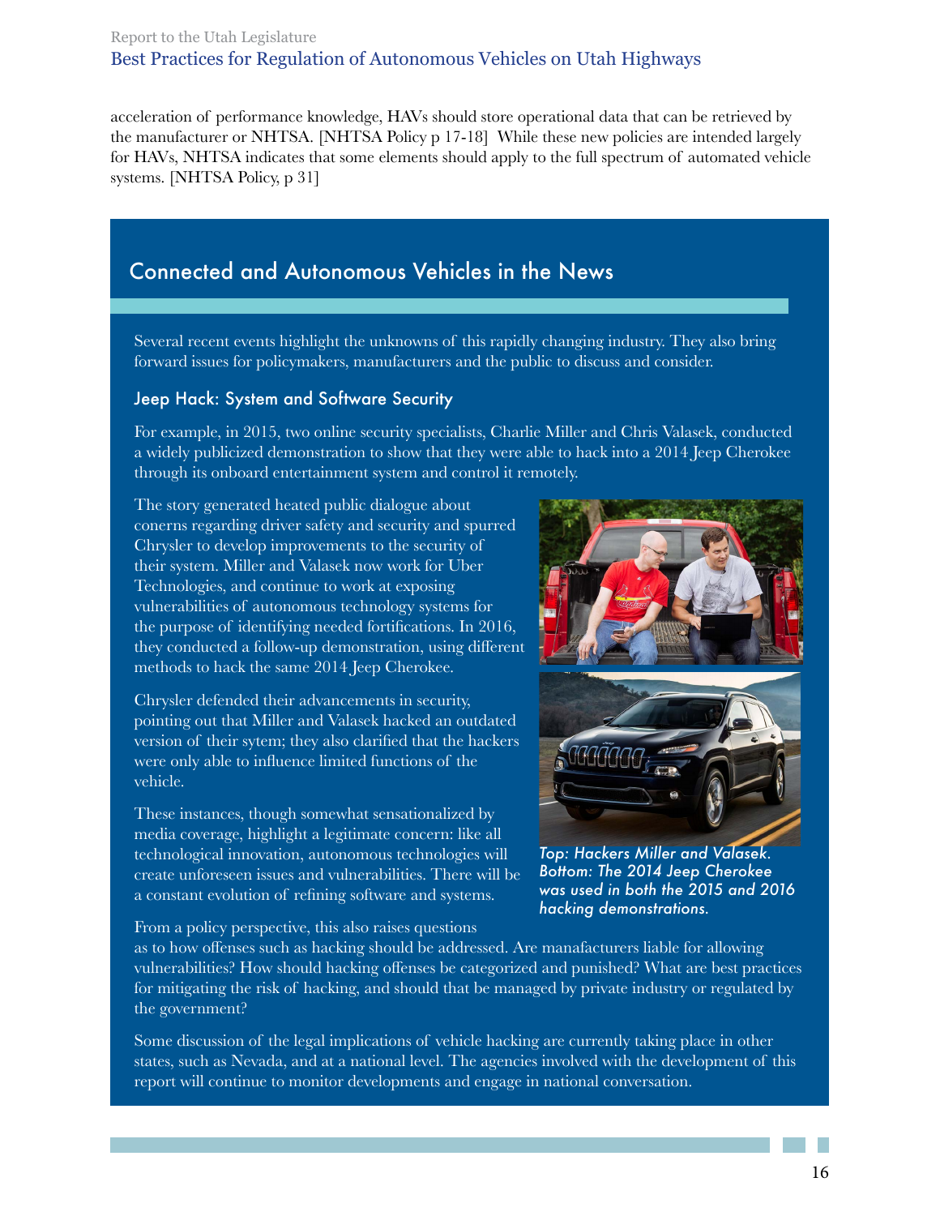acceleration of performance knowledge, HAVs should store operational data that can be retrieved by the manufacturer or NHTSA. [NHTSA Policy p 17-18] While these new policies are intended largely for HAVs, NHTSA indicates that some elements should apply to the full spectrum of automated vehicle systems. [NHTSA Policy, p 31]

## Connected and Autonomous Vehicles in the News

Several recent events highlight the unknowns of this rapidly changing industry. They also bring forward issues for policymakers, manufacturers and the public to discuss and consider.

### Jeep Hack: System and Software Security

For example, in 2015, two online security specialists, Charlie Miller and Chris Valasek, conducted a widely publicized demonstration to show that they were able to hack into a 2014 Jeep Cherokee through its onboard entertainment system and control it remotely.

The story generated heated public dialogue about conerns regarding driver safety and security and spurred Chrysler to develop improvements to the security of their system. Miller and Valasek now work for Uber Technologies, and continue to work at exposing vulnerabilities of autonomous technology systems for the purpose of identifying needed fortifications. In 2016, they conducted a follow-up demonstration, using different methods to hack the same 2014 Jeep Cherokee.

Chrysler defended their advancements in security, pointing out that Miller and Valasek hacked an outdated version of their sytem; they also clarified that the hackers were only able to influence limited functions of the vehicle.

These instances, though somewhat sensationalized by media coverage, highlight a legitimate concern: like all technological innovation, autonomous technologies will create unforeseen issues and vulnerabilities. There will be a constant evolution of refining software and systems.

*Top: Hackers Miller and Valasek. Bottom: The 2014 Jeep Cherokee was used in both the 2015 and 2016 hacking demonstrations.*

From a policy perspective, this also raises questions as to how offenses such as hacking should be addressed. Are manufacturers liable for allowing vulnerabilities? How should hacking offenses be categorized and punished? What are best practices for mitigating the risk of hacking, and should that be managed by private industry or regulated by the government?

Some discussion of the legal implications of vehicle hacking are currently taking place in other states, such as Nevada, and at a national level. The agencies involved with the development of this report will continue to monitor developments and engage in national conversation.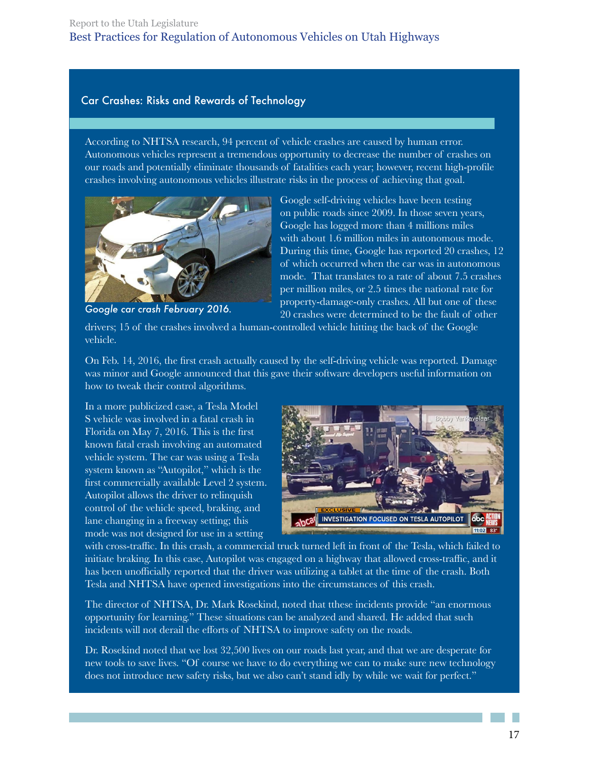## Car Crashes: Risks and Rewards of Technology

According to NHTSA research, 94 percent of vehicle crashes are caused by human error. Autonomous vehicles represent a tremendous opportunity to decrease the number of crashes on our roads and potentially eliminate thousands of fatalities each year; however, recent high-profile crashes involving autonomous vehicles illustrate risks in the process of achieving that goal.

*Google car crash February 2016.*

Google self-driving vehicles have been testing on public roads since 2009. In those seven years, Google has logged more than 4 millions miles with about 1.6 million miles in autonomous mode. During this time, Google has reported 20 crashes, 12 of which occurred when the car was in autonomous mode. That translates to a rate of about 7.5 crashes per million miles, or 2.5 times the national rate for property-damage-only crashes. All but one of these 20 crashes were determined to be the fault of other drivers; 15 of the crashes involved a human-controlled vehicle hitting the back of the Google vehicle.

On Feb. 14, 2016, the first crash actually caused by the self-driving vehicle was reported. Damage was minor and Google announced that this gave their software developers useful information on how to tweak their control algorithms.

In a more publicized case, a Tesla Model S vehicle was involved in a fatal crash in Florida on May 7, 2016. This is the first known fatal crash involving an automated vehicle system. The car was using a Tesla system known as "Autopilot," which is the first commercially available Level 2 system. Autopilot allows the driver to relinquish control of the vehicle speed, braking, and lane changing in a freeway setting; this mode was not designed for use in a setting with cross-traffic. In this crash, a commercial truck turned left in front of the Tesla, which failed to initiate braking. In this case, Autopilot was engaged on a highway that allowed cross-traffic, and it has been unofficially reported that the driver was utilizing a tablet at the time of the crash. Both Tesla and NHTSA have opened investigations into the circumstances of this crash.

The director of NHTSA, Dr. Mark Rosekind, noted that tthese incidents provide "an enormous opportunity for learning." These situations can be analyzed and shared. He added that such incidents will not derail the efforts of NHTSA to improve safety on the roads.

Dr. Rosekind noted that we lost 32,500 lives on our roads last year, and that we are desperate for new tools to save lives. "Of course we have to do everything we can to make sure new technology does not introduce new safety risks, but we also can't stand idly by while we wait for perfect."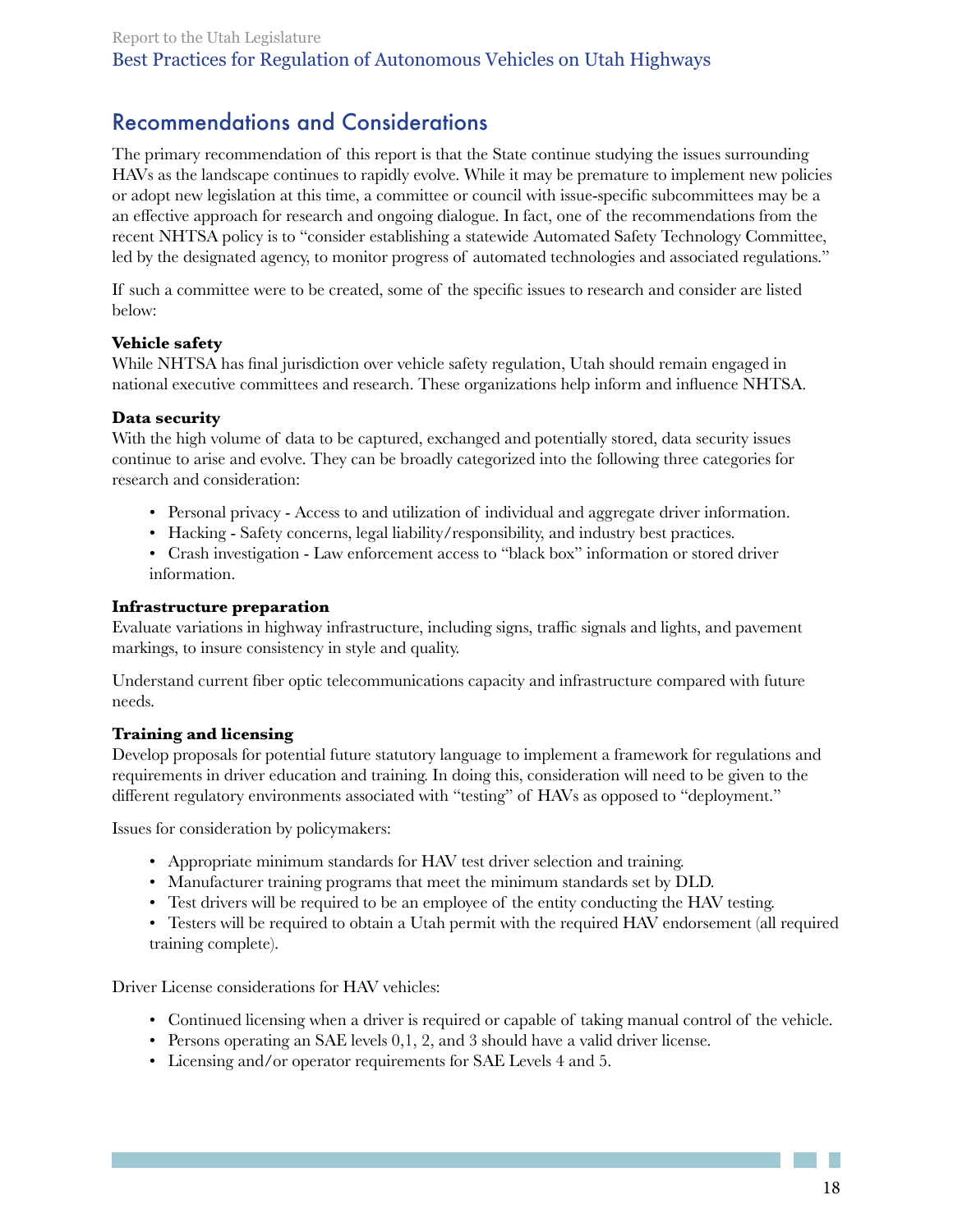## Recommendations and Considerations

The primary recommendation of this report is that the State continue studying the issues surrounding HAVs as the landscape continues to rapidly evolve. While it may be premature to implement new policies or adopt new legislation at this time, a committee or council with issue-specific subcommittees may be a an effective approach for research and ongoing dialogue. In fact, one of the recommendations from the recent NHTSA policy is to "consider establishing a statewide Automated Safety Technology Committee, led by the designated agency, to monitor progress of automated technologies and associated regulations."

If such a committee were to be created, some of the specific issues to research and consider are listed below:

**Vehicle safety**
While NHTSA has final jurisdiction over vehicle safety regulation, Utah should remain engaged in national executive committees and research. These organizations help inform and influence NHTSA.

**Data security**
With the high volume of data to be captured, exchanged and potentially stored, data security issues continue to arise and evolve. They can be broadly categorized into the following three categories for research and consideration:

- Personal privacy - Access to and utilization of individual and aggregate driver information.
- Hacking - Safety concerns, legal liability/responsibility, and industry best practices.
- Crash investigation - Law enforcement access to "black box" information or stored driver information.

**Infrastructure preparation**
Evaluate variations in highway infrastructure, including signs, traffic signals and lights, and pavement markings, to insure consistency in style and quality.

Understand current fiber optic telecommunications capacity and infrastructure compared with future needs.

**Training and licensing**
Develop proposals for potential future statutory language to implement a framework for regulations and requirements in driver education and training. In doing this, consideration will need to be given to the different regulatory environments associated with "testing" of HAVs as opposed to "deployment."

Issues for consideration by policymakers:

- Appropriate minimum standards for HAV test driver selection and training.
- Manufacturer training programs that meet the minimum standards set by DLD.
- Test drivers will be required to be an employee of the entity conducting the HAV testing.
- Testers will be required to obtain a Utah permit with the required HAV endorsement (all required training complete).

Driver License considerations for HAV vehicles:

- Continued licensing when a driver is required or capable of taking manual control of the vehicle.
- Persons operating an SAE levels 0,1, 2, and 3 should have a valid driver license.
- Licensing and/or operator requirements for SAE Levels 4 and 5.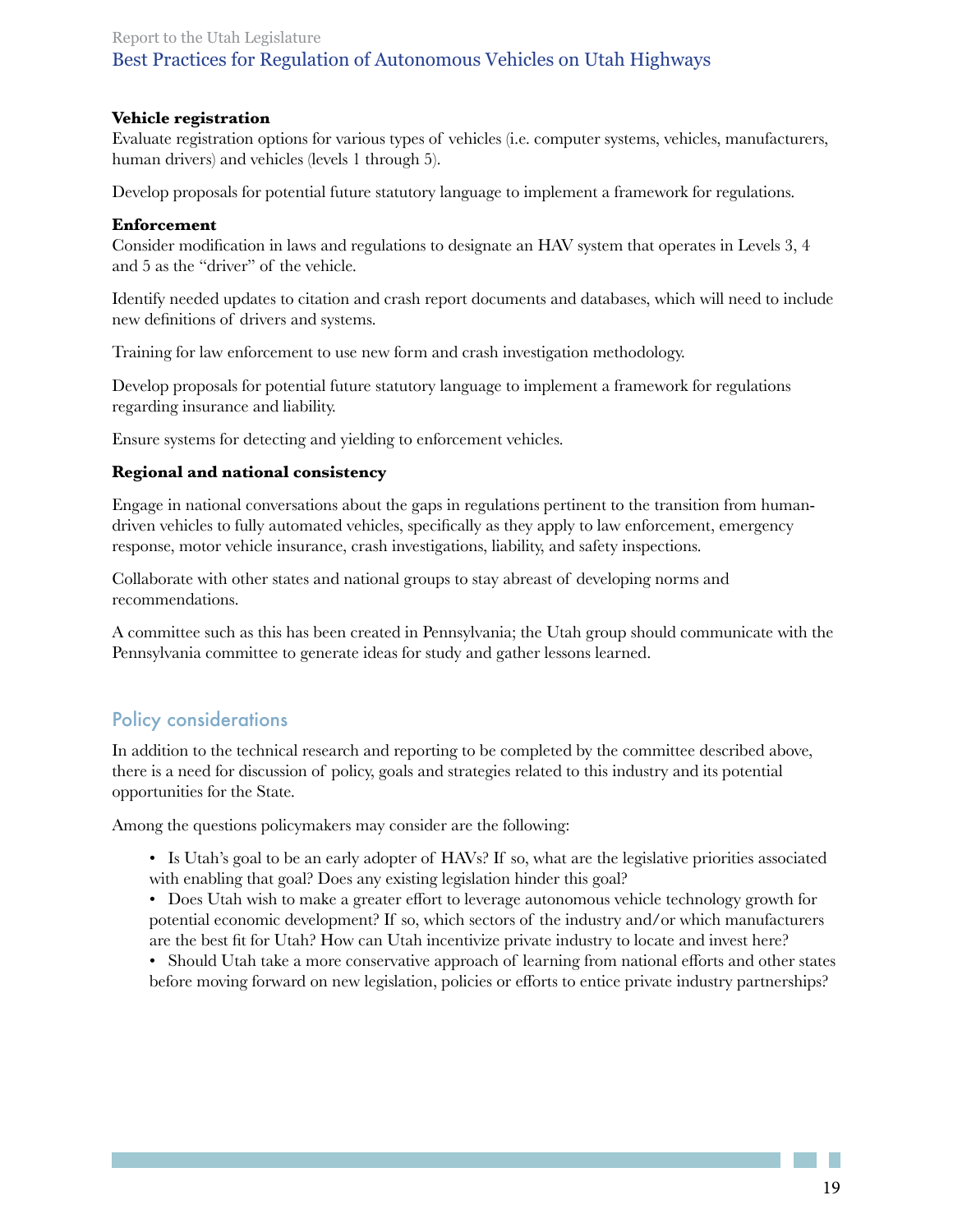**Vehicle registration**

Evaluate registration options for various types of vehicles (i.e. computer systems, vehicles, manufacturers, human drivers) and vehicles (levels 1 through 5).

Develop proposals for potential future statutory language to implement a framework for regulations.

**Enforcement**

Consider modification in laws and regulations to designate an HAV system that operates in Levels 3, 4 and 5 as the "driver" of the vehicle.

Identify needed updates to citation and crash report documents and databases, which will need to include new definitions of drivers and systems.

Training for law enforcement to use new form and crash investigation methodology.

Develop proposals for potential future statutory language to implement a framework for regulations regarding insurance and liability.

Ensure systems for detecting and yielding to enforcement vehicles.

**Regional and national consistency**

Engage in national conversations about the gaps in regulations pertinent to the transition from human-driven vehicles to fully automated vehicles, specifically as they apply to law enforcement, emergency response, motor vehicle insurance, crash investigations, liability, and safety inspections.

Collaborate with other states and national groups to stay abreast of developing norms and recommendations.

A committee such as this has been created in Pennsylvania; the Utah group should communicate with the Pennsylvania committee to generate ideas for study and gather lessons learned.

## Policy considerations

In addition to the technical research and reporting to be completed by the committee described above, there is a need for discussion of policy, goals and strategies related to this industry and its potential opportunities for the State.

Among the questions policymakers may consider are the following:

- Is Utah's goal to be an early adopter of HAVs? If so, what are the legislative priorities associated with enabling that goal? Does any existing legislation hinder this goal?
- Does Utah wish to make a greater effort to leverage autonomous vehicle technology growth for potential economic development? If so, which sectors of the industry and/or which manufacturers are the best fit for Utah? How can Utah incentivize private industry to locate and invest here?
- Should Utah take a more conservative approach of learning from national efforts and other states before moving forward on new legislation, policies or efforts to entice private industry partnerships?